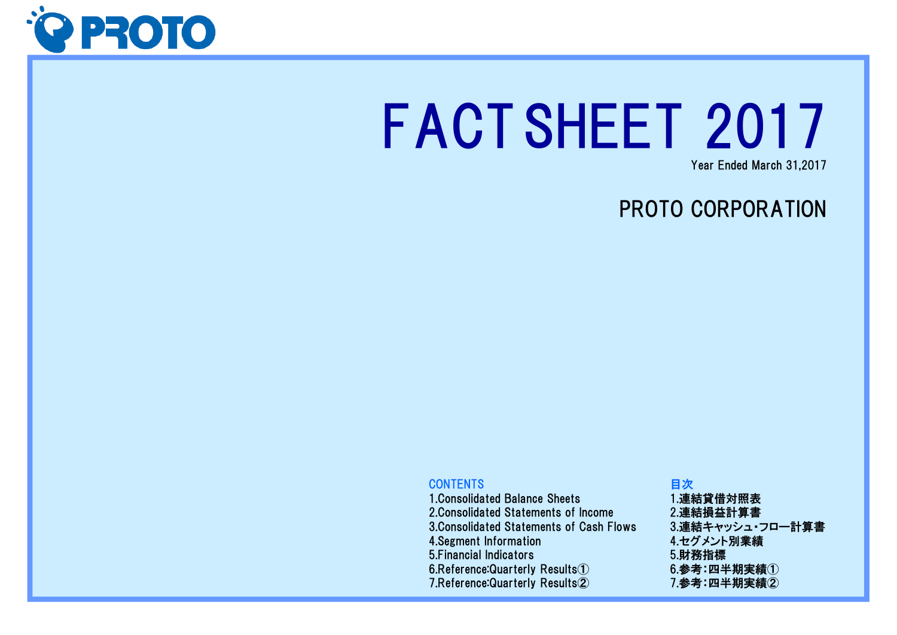PROTO

# FACT SHEET 2017

Year Ended March 31,2017

## PROTO CORPORATION

**CONTENTS**

1.Consolidated Balance Sheets
2.Consolidated Statements of Income
3.Consolidated Statements of Cash Flows
4.Segment Information
5.Financial Indicators
6.Reference:Quarterly Results①
7.Reference:Quarterly Results②

**目次**

1.連結貸借対照表
2.連結損益計算書
3.連結キャッシュ･フロー計算書
4.セグメント別業績
5.財務指標
6.参考：四半期実績①
7.参考：四半期実績②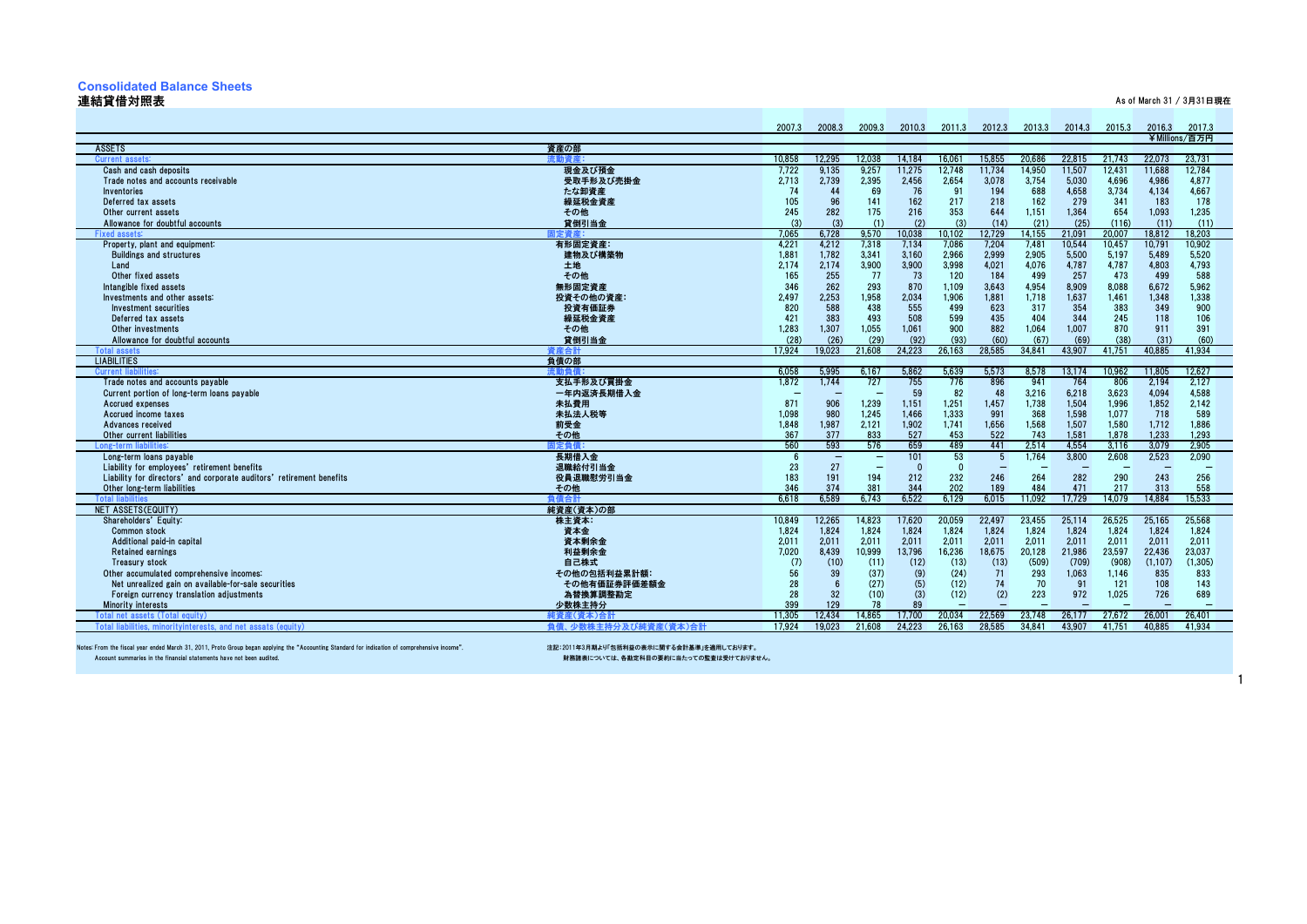# Consolidated Balance Sheets
## 連結貸借対照表

As of March 31 / 3月31日現在

¥Millions/百万円

| | | 2007.3 | 2008.3 | 2009.3 | 2010.3 | 2011.3 | 2012.3 | 2013.3 | 2014.3 | 2015.3 | 2016.3 | 2017.3 |
|---|---|---|---|---|---|---|---|---|---|---|---|---|
| ASSETS | 資産の部 | | | | | | | | | | | |
| Current assets: | 流動資産: | 10,858 | 12,295 | 12,038 | 14,184 | 16,061 | 15,855 | 20,686 | 22,815 | 21,743 | 22,073 | 23,731 |
| Cash and cash deposits | 現金及び預金 | 7,722 | 9,135 | 9,257 | 11,275 | 12,748 | 11,734 | 14,950 | 11,507 | 12,431 | 11,688 | 12,784 |
| Trade notes and accounts receivable | 受取手形及び売掛金 | 2,713 | 2,739 | 2,395 | 2,456 | 2,654 | 3,078 | 3,754 | 5,030 | 4,696 | 4,986 | 4,877 |
| Inventories | たな卸資産 | 74 | 44 | 69 | 76 | 91 | 194 | 688 | 4,658 | 3,734 | 4,134 | 4,667 |
| Deferred tax assets | 繰延税金資産 | 105 | 96 | 141 | 162 | 217 | 218 | 162 | 279 | 341 | 183 | 178 |
| Other current assets | その他 | 245 | 282 | 175 | 216 | 353 | 644 | 1,151 | 1,364 | 654 | 1,093 | 1,235 |
| Allowance for doubtful accounts | 貸倒引当金 | (3) | (3) | (1) | (2) | (3) | (14) | (21) | (25) | (116) | (11) | (11) |
| Fixed assets: | 固定資産: | 7,065 | 6,728 | 9,570 | 10,038 | 10,102 | 12,729 | 14,155 | 21,091 | 20,007 | 18,812 | 18,203 |
| Property, plant and equipment: | 有形固定資産: | 4,221 | 4,212 | 7,318 | 7,134 | 7,086 | 7,204 | 7,481 | 10,544 | 10,457 | 10,791 | 10,902 |
| Buildings and structures | 建物及び構築物 | 1,881 | 1,782 | 3,341 | 3,160 | 2,966 | 2,999 | 2,905 | 5,500 | 5,197 | 5,489 | 5,520 |
| Land | 土地 | 2,174 | 2,174 | 3,900 | 3,900 | 3,998 | 4,021 | 4,076 | 4,787 | 4,787 | 4,803 | 4,793 |
| Other fixed assets | その他 | 165 | 255 | 77 | 73 | 120 | 184 | 499 | 257 | 473 | 499 | 588 |
| Intangible fixed assets | 無形固定資産 | 346 | 262 | 293 | 870 | 1,109 | 3,643 | 4,954 | 8,909 | 8,088 | 6,672 | 5,962 |
| Investments and other assets: | 投資その他の資産: | 2,497 | 2,253 | 1,958 | 2,034 | 1,906 | 1,881 | 1,718 | 1,637 | 1,461 | 1,348 | 1,338 |
| Investment securities | 投資有価証券 | 820 | 588 | 438 | 555 | 499 | 623 | 317 | 354 | 383 | 349 | 900 |
| Deferred tax assets | 繰延税金資産 | 421 | 383 | 493 | 508 | 599 | 435 | 404 | 344 | 245 | 118 | 106 |
| Other investments | その他 | 1,283 | 1,307 | 1,055 | 1,061 | 900 | 882 | 1,064 | 1,007 | 870 | 911 | 391 |
| Allowance for doubtful accounts | 貸倒引当金 | (28) | (26) | (29) | (92) | (93) | (60) | (67) | (69) | (38) | (31) | (60) |
| Total assets | 資産合計 | 17,924 | 19,023 | 21,608 | 24,223 | 26,163 | 28,585 | 34,841 | 43,907 | 41,751 | 40,885 | 41,934 |
| LIABILITIES | 負債の部 | | | | | | | | | | | |
| Current liabilities: | 流動負債: | 6,058 | 5,995 | 6,167 | 5,862 | 5,639 | 5,573 | 8,578 | 13,174 | 10,962 | 11,805 | 12,627 |
| Trade notes and accounts payable | 支払手形及び買掛金 | 1,872 | 1,744 | 727 | 755 | 776 | 896 | 941 | 764 | 806 | 2,194 | 2,127 |
| Current portion of long-term loans payable | 一年内返済長期借入金 | － | － | － | 59 | 82 | 48 | 3,216 | 6,218 | 3,623 | 4,094 | 4,588 |
| Accrued expenses | 未払費用 | 871 | 906 | 1,239 | 1,151 | 1,251 | 1,457 | 1,738 | 1,504 | 1,996 | 1,852 | 2,142 |
| Accrued income taxes | 未払法人税等 | 1,098 | 980 | 1,245 | 1,466 | 1,333 | 991 | 368 | 1,598 | 1,077 | 718 | 589 |
| Advances received | 前受金 | 1,848 | 1,987 | 2,121 | 1,902 | 1,741 | 1,656 | 1,568 | 1,507 | 1,580 | 1,712 | 1,886 |
| Other current liabilities | その他 | 367 | 377 | 833 | 527 | 453 | 522 | 743 | 1,581 | 1,878 | 1,233 | 1,293 |
| Long-term liabilities: | 固定負債: | 560 | 593 | 576 | 659 | 489 | 441 | 2,514 | 4,554 | 3,116 | 3,079 | 2,905 |
| Long-term loans payable | 長期借入金 | 6 | － | － | 101 | 53 | 5 | 1,764 | 3,800 | 2,608 | 2,523 | 2,090 |
| Liability for employees' retirement benefits | 退職給付引当金 | 23 | 27 | － | 0 | 0 | － | － | － | － | － | － |
| Liability for directors' and corporate auditors' retirement benefits | 役員退職慰労引当金 | 183 | 191 | 194 | 212 | 232 | 246 | 264 | 282 | 290 | 243 | 256 |
| Other long-term liabilities | その他 | 346 | 374 | 381 | 344 | 202 | 189 | 484 | 471 | 217 | 313 | 558 |
| Total liabilities | 負債合計 | 6,618 | 6,589 | 6,743 | 6,522 | 6,129 | 6,015 | 11,092 | 17,729 | 14,079 | 14,884 | 15,533 |
| NET ASSETS(EQUITY) | 純資産(資本)の部 | | | | | | | | | | | |
| Shareholders' Equity: | 株主資本: | 10,849 | 12,265 | 14,823 | 17,620 | 20,059 | 22,497 | 23,455 | 25,114 | 26,525 | 25,165 | 25,568 |
| Common stock | 資本金 | 1,824 | 1,824 | 1,824 | 1,824 | 1,824 | 1,824 | 1,824 | 1,824 | 1,824 | 1,824 | 1,824 |
| Additional paid-in capital | 資本剰余金 | 2,011 | 2,011 | 2,011 | 2,011 | 2,011 | 2,011 | 2,011 | 2,011 | 2,011 | 2,011 | 2,011 |
| Retained earnings | 利益剰余金 | 7,020 | 8,439 | 10,999 | 13,796 | 16,236 | 18,675 | 20,128 | 21,986 | 23,597 | 22,436 | 23,037 |
| Treasury stock | 自己株式 | (7) | (10) | (11) | (12) | (13) | (13) | (509) | (709) | (908) | (1,107) | (1,305) |
| Other accumulated comprehensive incomes: | その他の包括利益累計額: | 56 | 39 | (37) | (9) | (24) | 71 | 293 | 1,063 | 1,146 | 835 | 833 |
| Net unrealized gain on available-for-sale securities | その他有価証券評価差額金 | 28 | 6 | (27) | (5) | (12) | 74 | 70 | 91 | 121 | 108 | 143 |
| Foreign currency translation adjustments | 為替換算調整勘定 | 28 | 32 | (10) | (3) | (12) | (2) | 223 | 972 | 1,025 | 726 | 689 |
| Minority interests | 少数株主持分 | 399 | 129 | 78 | 89 | － | － | － | － | － | － | － |
| Total net assets (Total equity) | 純資産(資本)合計 | 11,305 | 12,434 | 14,865 | 17,700 | 20,034 | 22,569 | 23,748 | 26,177 | 27,672 | 26,001 | 26,401 |
| Total liabilities, minorityinterests, and net assets (equity) | 負債、少数株主持分及び純資産(資本)合計 | 17,924 | 19,023 | 21,608 | 24,223 | 26,163 | 28,585 | 34,841 | 43,907 | 41,751 | 40,885 | 41,934 |

Notes: From the fiscal year ended March 31, 2011, Proto Group began applying the "Accounting Standard for indication of comprehensive income".
Account summaries in the financial statements have not been audited.

注記：2011年3月期より「包括利益の表示に関する会計基準」を適用しております。
財務諸表については、各勘定科目の要約に当たっての監査は受けておりません。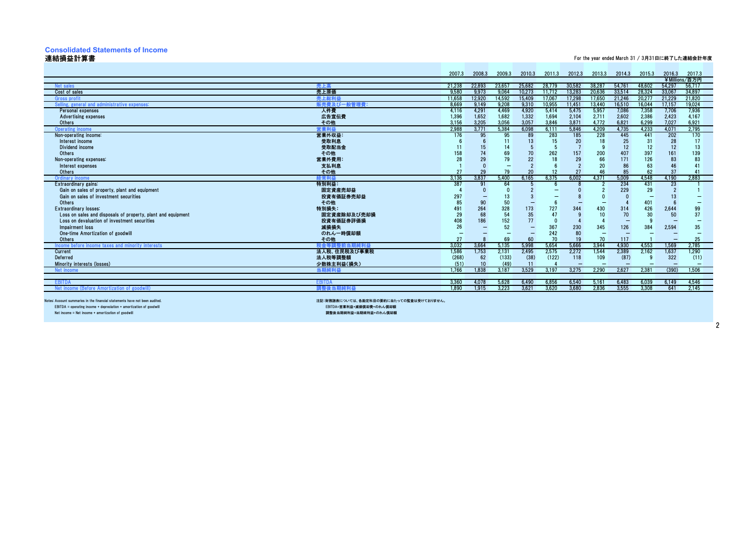# Consolidated Statements of Income
## 連結損益計算書

For the year ended March 31 / 3月31日に終了した連結会計年度

¥Millions/百万円

| | | 2007.3 | 2008.3 | 2009.3 | 2010.3 | 2011.3 | 2012.3 | 2013.3 | 2014.3 | 2015.3 | 2016.3 | 2017.3 |
|---|---|---|---|---|---|---|---|---|---|---|---|---|
| Net sales | 売上高 | 21,238 | 22,893 | 23,657 | 25,682 | 28,779 | 30,582 | 38,287 | 54,761 | 48,602 | 54,297 | 56,717 |
| Cost of sales | 売上原価 | 9,580 | 9,973 | 9,064 | 10,273 | 11,712 | 13,283 | 20,636 | 33,514 | 28,324 | 33,067 | 34,897 |
| Gross profit | 売上総利益 | 11,658 | 12,920 | 14,592 | 15,409 | 17,067 | 17,298 | 17,650 | 21,246 | 20,277 | 21,229 | 21,820 |
| Selling, general and administrative expenses: | 販売費及び一般管理費: | 8,669 | 9,149 | 9,208 | 9,310 | 10,955 | 11,451 | 13,440 | 16,510 | 16,044 | 17,157 | 19,024 |
| Personal expenses | 人件費 | 4,116 | 4,291 | 4,469 | 4,920 | 5,414 | 5,475 | 5,957 | 7,086 | 7,358 | 7,706 | 7,936 |
| Advertising expenses | 広告宣伝費 | 1,396 | 1,652 | 1,682 | 1,332 | 1,694 | 2,104 | 2,711 | 2,602 | 2,386 | 2,423 | 4,167 |
| Others | その他 | 3,156 | 3,205 | 3,056 | 3,057 | 3,846 | 3,871 | 4,772 | 6,821 | 6,299 | 7,027 | 6,921 |
| Operating income | 営業利益 | 2,988 | 3,771 | 5,384 | 6,098 | 6,111 | 5,846 | 4,209 | 4,735 | 4,233 | 4,071 | 2,795 |
| Non-operating income: | 営業外収益: | 176 | 95 | 95 | 89 | 283 | 185 | 228 | 445 | 441 | 202 | 170 |
| Interest income | 受取利息 | 6 | 6 | 11 | 13 | 15 | 20 | 18 | 25 | 31 | 28 | 17 |
| Dividend income | 受取配当金 | 11 | 15 | 14 | 5 | 5 | 7 | 9 | 12 | 12 | 12 | 13 |
| Others | その他 | 158 | 74 | 69 | 70 | 262 | 157 | 200 | 407 | 397 | 161 | 139 |
| Non-operating expenses: | 営業外費用: | 28 | 29 | 79 | 22 | 18 | 29 | 66 | 171 | 126 | 83 | 83 |
| Interest expenses | 支払利息 | 1 | 0 | ― | 2 | 6 | 2 | 20 | 86 | 63 | 46 | 41 |
| Others | その他 | 27 | 29 | 79 | 20 | 12 | 27 | 46 | 85 | 62 | 37 | 41 |
| Ordinary income | 経常利益 | 3,136 | 3,837 | 5,400 | 6,165 | 6,375 | 6,002 | 4,371 | 5,009 | 4,548 | 4,190 | 2,883 |
| Extraordinary gains: | 特別利益: | 387 | 91 | 64 | 5 | 6 | 8 | 2 | 234 | 431 | 23 | 1 |
| Gain on sales of property, plant and equipment | 固定資産売却益 | 4 | 0 | 0 | 2 | ― | 0 | 2 | 229 | 29 | 2 | 1 |
| Gain on sales of investment securities | 投資有価証券売却益 | 297 | ― | 13 | 3 | ― | 8 | 0 | 0 | ― | 13 | ― |
| Others | その他 | 85 | 90 | 50 | ― | 6 | ― | ― | 4 | 401 | 6 | ― |
| Extraordinary losses: | 特別損失: | 491 | 264 | 328 | 173 | 727 | 344 | 430 | 314 | 426 | 2,644 | 99 |
| Loss on sales and disposals of property, plant and equipment | 固定資産除却及び売却損 | 29 | 68 | 54 | 35 | 47 | 9 | 10 | 70 | 30 | 50 | 37 |
| Loss on devaluation of investment securities | 投資有価証券評価損 | 408 | 186 | 152 | 77 | 0 | 4 | 4 | ― | 9 | ― | ― |
| Impairment loss | 減損損失 | 26 | ― | 52 | ― | 367 | 230 | 345 | 126 | 384 | 2,594 | 35 |
| One-time Amortization of goodwill | のれん一時償却額 | ― | ― | ― | ― | 242 | 80 | ― | ― | ― | ― | ― |
| Others | その他 | 27 | 8 | 69 | 60 | 70 | 19 | 70 | 117 | 1 | ― | 25 |
| Income before income taxes and minority interests | 税金等調整前当期純利益 | 3,032 | 3,664 | 5,135 | 5,998 | 5,654 | 5,666 | 3,944 | 4,930 | 4,553 | 1,569 | 2,785 |
| Current | 法人税、住民税及び事業税 | 1,586 | 1,753 | 2,131 | 2,495 | 2,575 | 2,272 | 1,544 | 2,389 | 2,162 | 1,637 | 1,290 |
| Deferred | 法人税等調整額 | (268) | 62 | (133) | (38) | (122) | 118 | 109 | (87) | 9 | 322 | (11) |
| Minority interests (losses) | 少数株主利益(損失) | (51) | 10 | (49) | 11 | 4 | ― | ― | ― | ― | ― | ― |
| Net income | 当期純利益 | 1,766 | 1,838 | 3,187 | 3,529 | 3,197 | 3,275 | 2,290 | 2,627 | 2,381 | (390) | 1,506 |
| EBITDA | EBITDA | 3,360 | 4,078 | 5,628 | 6,490 | 6,856 | 6,540 | 5,161 | 6,483 | 6,039 | 6,149 | 4,546 |
| Net income (Before Amortization of goodwill) | 調整後当期純利益 | 1,890 | 1,915 | 3,223 | 3,621 | 3,620 | 3,680 | 2,836 | 3,555 | 3,308 | 641 | 2,145 |

Notes: Account summaries in the financial statements have not been audited.
EBITDA = operating income + depreciation + amortization of goodwill
Net income = Net income + amortization of goodwill

注記：財務諸表については、各勘定科目の要約に当たっての監査は受けておりません。
EBITDA=営業利益+減価償却費+のれん償却額
調整後当期純利益=当期純利益+のれん償却額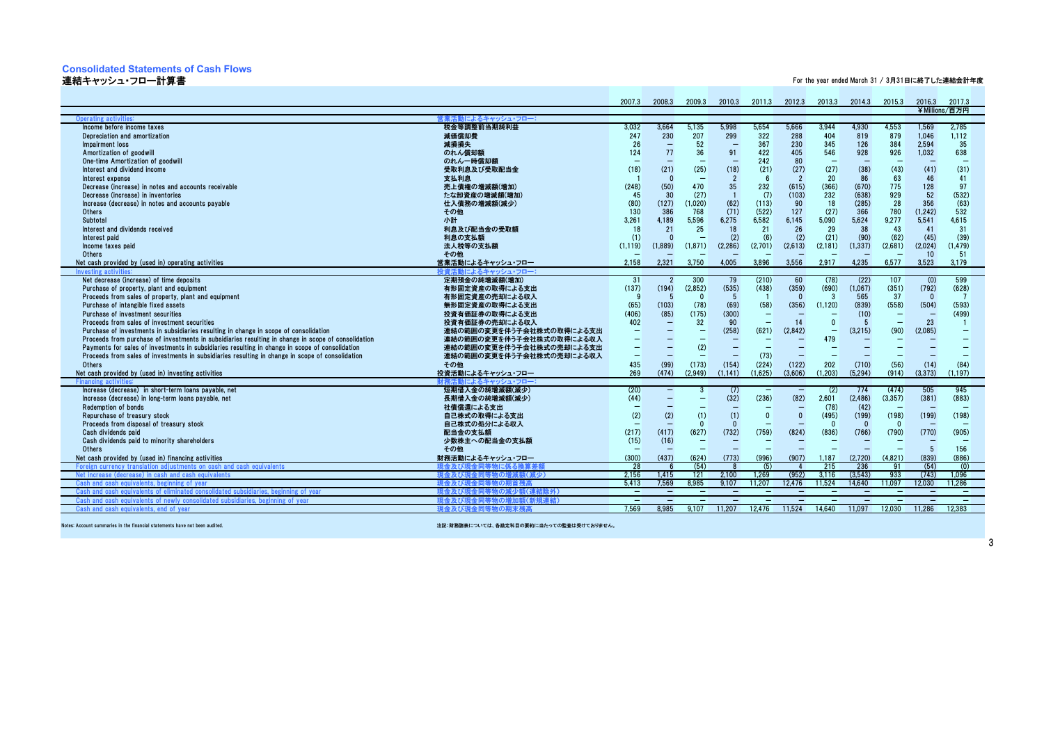# Consolidated Statements of Cash Flows
## 連結キャッシュ・フロー計算書

For the year ended March 31 / 3月31日に終了した連結会計年度

| | | 2007.3 | 2008.3 | 2009.3 | 2010.3 | 2011.3 | 2012.3 | 2013.3 | 2014.3 | 2015.3 | 2016.3 | 2017.3 |
|---|---|---|---|---|---|---|---|---|---|---|---|---|
| | | | | | | | | | | | ¥Millions/百万円 | |
| Operating activities: | 営業活動によるキャッシュ・フロー: | | | | | | | | | | | |
| Income before income taxes | 税金等調整前当期純利益 | 3,032 | 3,664 | 5,135 | 5,998 | 5,654 | 5,666 | 3,944 | 4,930 | 4,553 | 1,569 | 2,785 |
| Depreciation and amortization | 減価償却費 | 247 | 230 | 207 | 299 | 322 | 288 | 404 | 819 | 879 | 1,046 | 1,112 |
| Impairment loss | 減損損失 | 26 | ― | 52 | ― | 367 | 230 | 345 | 126 | 384 | 2,594 | 35 |
| Amortization of goodwill | のれん償却額 | 124 | 77 | 36 | 91 | 422 | 405 | 546 | 928 | 926 | 1,032 | 638 |
| One-time Amortization of goodwill | のれん一時償却額 | ― | ― | ― | ― | 242 | 80 | ― | ― | ― | ― | ― |
| Interest and dividend income | 受取利息及び受取配当金 | (18) | (21) | (25) | (18) | (21) | (27) | (27) | (38) | (43) | (41) | (31) |
| Interest expense | 支払利息 | 1 | 0 | ― | 2 | 6 | 2 | 20 | 86 | 63 | 46 | 41 |
| Decrease (increase) in notes and accounts receivable | 売上債権の増減額(増加) | (248) | (50) | 470 | 35 | 232 | (615) | (366) | (670) | 775 | 128 | 97 |
| Decrease (increase) in inventories | たな卸資産の増減額(増加) | 45 | 30 | (27) | 1 | (7) | (103) | 232 | (638) | 929 | 52 | (532) |
| Increase (decrease) in notes and accounts payable | 仕入債務の増減額(減少) | (80) | (127) | (1,020) | (62) | (113) | 90 | 18 | (285) | 28 | 356 | (63) |
| Others | その他 | 130 | 386 | 768 | (71) | (522) | 127 | (27) | 366 | 780 | (1,242) | 532 |
| Subtotal | 小計 | 3,261 | 4,189 | 5,596 | 6,275 | 6,582 | 6,145 | 5,090 | 5,624 | 9,277 | 5,541 | 4,615 |
| Interest and dividends received | 利息及び配当金の受取額 | 18 | 21 | 25 | 18 | 21 | 26 | 29 | 38 | 43 | 41 | 31 |
| Interest paid | 利息の支払額 | (1) | 0 | ― | (2) | (6) | (2) | (21) | (90) | (62) | (45) | (39) |
| Income taxes paid | 法人税等の支払額 | (1,119) | (1,889) | (1,871) | (2,286) | (2,701) | (2,613) | (2,181) | (1,337) | (2,681) | (2,024) | (1,479) |
| Others | その他 | ― | ― | ― | ― | ― | ― | ― | ― | ― | 10 | 51 |
| Net cash provided by (used in) operating activities | 営業活動によるキャッシュ・フロー | 2,158 | 2,321 | 3,750 | 4,005 | 3,896 | 3,556 | 2,917 | 4,235 | 6,577 | 3,523 | 3,179 |
| Investing activities: | 投資活動によるキャッシュ・フロー: | | | | | | | | | | | |
| Net decrease (increase) of time deposits | 定期預金の純増減額(増加) | 31 | 2 | 300 | 79 | (210) | 60 | (78) | (22) | 107 | (0) | 599 |
| Purchase of property, plant and equipment | 有形固定資産の取得による支出 | (137) | (194) | (2,852) | (535) | (438) | (359) | (690) | (1,067) | (351) | (792) | (628) |
| Proceeds from sales of property, plant and equipment | 有形固定資産の売却による収入 | 9 | 5 | 0 | 5 | 1 | 0 | 3 | 565 | 37 | 0 | 7 |
| Purchase of intangible fixed assets | 無形固定資産の取得による支出 | (65) | (103) | (78) | (69) | (58) | (356) | (1,120) | (839) | (558) | (504) | (593) |
| Purchase of investment securities | 投資有価証券の取得による支出 | (406) | (85) | (175) | (300) | ― | ― | ― | (10) | ― | ― | (499) |
| Proceeds from sales of investment securities | 投資有価証券の売却による収入 | 402 | ― | 32 | 90 | ― | 14 | 0 | 5 | ― | 23 | 1 |
| Purchase of investments in subsidiaries resulting in change in scope of consolidation | 連結の範囲の変更を伴う子会社株式の取得による支出 | ― | ― | ― | (258) | (621) | (2,842) | ― | (3,215) | (90) | (2,085) | ― |
| Proceeds from purchase of investments in subsidiaries resulting in change in scope of consolidation | 連結の範囲の変更を伴う子会社株式の取得による収入 | ― | ― | ― | ― | ― | ― | 479 | ― | ― | ― | ― |
| Payments for sales of investments in subsidiaries resulting in change in scope of consolidation | 連結の範囲の変更を伴う子会社株式の売却による支出 | ― | ― | (2) | ― | ― | ― | ― | ― | ― | ― | ― |
| Proceeds from sales of investments in subsidiaries resulting in change in scope of consolidation | 連結の範囲の変更を伴う子会社株式の売却による収入 | ― | ― | ― | ― | (73) | ― | ― | ― | ― | ― | ― |
| Others | その他 | 435 | (99) | (173) | (154) | (224) | (122) | 202 | (710) | (56) | (14) | (84) |
| Net cash provided by (used in) investing activities | 投資活動によるキャッシュ・フロー | 269 | (474) | (2,949) | (1,141) | (1,625) | (3,606) | (1,203) | (5,294) | (914) | (3,373) | (1,197) |
| Financing activities: | 財務活動によるキャッシュ・フロー: | | | | | | | | | | | |
| Increase (decrease) in short-term loans payable, net | 短期借入金の純増減額(減少) | (20) | ― | 3 | (7) | ― | ― | (2) | 774 | (474) | 505 | 945 |
| Increase (decrease) in long-term loans payable, net | 長期借入金の純増減額(減少) | (44) | ― | ― | (32) | (236) | (82) | 2,601 | (2,486) | (3,357) | (381) | (883) |
| Redemption of bonds | 社債償還による支出 | ― | ― | ― | ― | ― | ― | (78) | (42) | ― | ― | ― |
| Repurchase of treasury stock | 自己株式の取得による支出 | (2) | (2) | (1) | (1) | 0 | 0 | (495) | (199) | (198) | (199) | (198) |
| Proceeds from disposal of treasury stock | 自己株式の処分による収入 | ― | ― | 0 | 0 | ― | ― | 0 | 0 | 0 | ― | ― |
| Cash dividends paid | 配当金の支払額 | (217) | (417) | (627) | (732) | (759) | (824) | (836) | (766) | (790) | (770) | (905) |
| Cash dividends paid to minority shareholders | 少数株主への配当金の支払額 | (15) | (16) | ― | ― | ― | ― | ― | ― | ― | ― | ― |
| Others | その他 | ― | ― | ― | ― | ― | ― | ― | ― | ― | 5 | 156 |
| Net cash provided by (used in) financing activities | 財務活動によるキャッシュ・フロー | (300) | (437) | (624) | (773) | (996) | (907) | 1,187 | (2,720) | (4,821) | (839) | (886) |
| Foreign currency translation adjustments on cash and cash equivalents | 現金及び現金同等物に係る換算差額 | 28 | 6 | (54) | 8 | (5) | 4 | 215 | 236 | 91 | (54) | (0) |
| Net increase (decrease) in cash and cash equivalents | 現金及び現金同等物の増減額(減少) | 2,156 | 1,415 | 121 | 2,100 | 1,269 | (952) | 3,116 | (3,543) | 933 | (743) | 1,096 |
| Cash and cash equivalents, beginning of year | 現金及び現金同等物の期首残高 | 5,413 | 7,569 | 8,985 | 9,107 | 11,207 | 12,476 | 11,524 | 14,640 | 11,097 | 12,030 | 11,286 |
| Cash and cash equivalents of eliminated consolidated subsidiaries, beginning of year | 現金及び現金同等物の減少額(連結除外) | ― | ― | ― | ― | ― | ― | ― | ― | ― | ― | ― |
| Cash and cash equivalents of newly consolidated subsidiaries, beginning of year | 現金及び現金同等物の増加額(新規連結) | ― | ― | ― | ― | ― | ― | ― | ― | ― | ― | ― |
| Cash and cash equivalents, end of year | 現金及び現金同等物の期末残高 | 7,569 | 8,985 | 9,107 | 11,207 | 12,476 | 11,524 | 14,640 | 11,097 | 12,030 | 11,286 | 12,383 |

Notes: Account summaries in the financial statements have not been audited.

注記：財務諸表については、各勘定科目の要約に当たっての監査は受けておりません。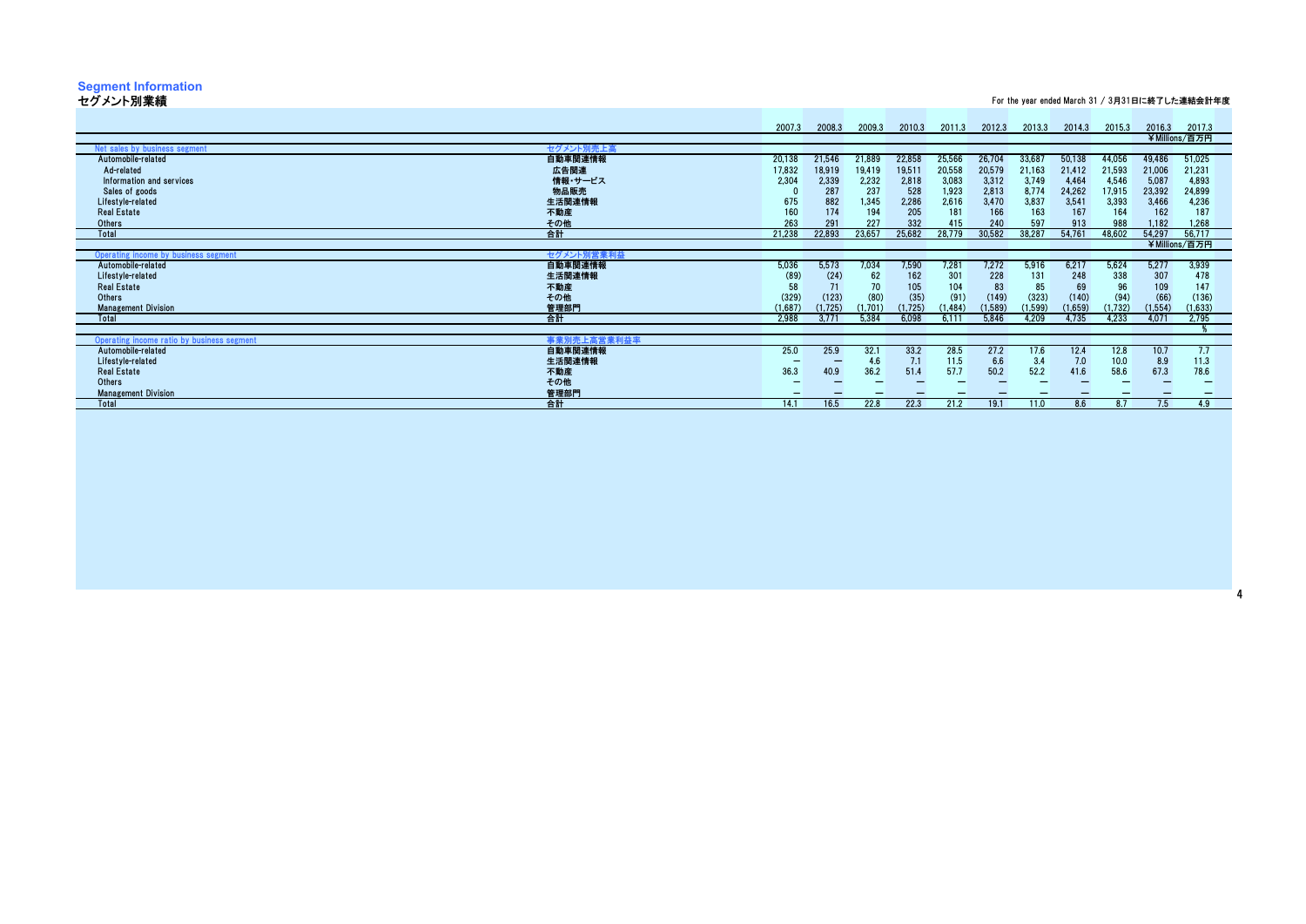## Segment Information
## セグメント別業績

For the year ended March 31 / 3月31日に終了した連結会計年度

| | | 2007.3 | 2008.3 | 2009.3 | 2010.3 | 2011.3 | 2012.3 | 2013.3 | 2014.3 | 2015.3 | 2016.3 | 2017.3 |
|---|---|---|---|---|---|---|---|---|---|---|---|---|
| | | | | | | | | | | | ¥Millions/百万円 | |
| Net sales by business segment | セグメント別売上高 | | | | | | | | | | | |
| Automobile-related | 自動車関連情報 | 20,138 | 21,546 | 21,889 | 22,858 | 25,566 | 26,704 | 33,687 | 50,138 | 44,056 | 49,486 | 51,025 |
| Ad-related | 広告関連 | 17,832 | 18,919 | 19,419 | 19,511 | 20,558 | 20,579 | 21,163 | 21,412 | 21,593 | 21,006 | 21,231 |
| Information and services | 情報・サービス | 2,304 | 2,339 | 2,232 | 2,818 | 3,083 | 3,312 | 3,749 | 4,464 | 4,546 | 5,087 | 4,893 |
| Sales of goods | 物品販売 | 0 | 287 | 237 | 528 | 1,923 | 2,813 | 8,774 | 24,262 | 17,915 | 23,392 | 24,899 |
| Lifestyle-related | 生活関連情報 | 675 | 882 | 1,345 | 2,286 | 2,616 | 3,470 | 3,837 | 3,541 | 3,393 | 3,466 | 4,236 |
| Real Estate | 不動産 | 160 | 174 | 194 | 205 | 181 | 166 | 163 | 167 | 164 | 162 | 187 |
| Others | その他 | 263 | 291 | 227 | 332 | 415 | 240 | 597 | 913 | 988 | 1,182 | 1,268 |
| Total | 合計 | 21,238 | 22,893 | 23,657 | 25,682 | 28,779 | 30,582 | 38,287 | 54,761 | 48,602 | 54,297 | 56,717 |
| | | | | | | | | | | | ¥Millions/百万円 | |
| Operating income by business segment | セグメント別営業利益 | | | | | | | | | | | |
| Automobile-related | 自動車関連情報 | 5,036 | 5,573 | 7,034 | 7,590 | 7,281 | 7,272 | 5,916 | 6,217 | 5,624 | 5,277 | 3,939 |
| Lifestyle-related | 生活関連情報 | (89) | (24) | 62 | 162 | 301 | 228 | 131 | 248 | 338 | 307 | 478 |
| Real Estate | 不動産 | 58 | 71 | 70 | 105 | 104 | 83 | 85 | 69 | 96 | 109 | 147 |
| Others | その他 | (329) | (123) | (80) | (35) | (91) | (149) | (323) | (140) | (94) | (66) | (136) |
| Management Division | 管理部門 | (1,687) | (1,725) | (1,701) | (1,725) | (1,484) | (1,589) | (1,599) | (1,659) | (1,732) | (1,554) | (1,633) |
| Total | 合計 | 2,988 | 3,771 | 5,384 | 6,098 | 6,111 | 5,846 | 4,209 | 4,735 | 4,233 | 4,071 | 2,795 |
| | | | | | | | | | | | | % |
| Operating income ratio by business segment | 事業別売上高営業利益率 | | | | | | | | | | | |
| Automobile-related | 自動車関連情報 | 25.0 | 25.9 | 32.1 | 33.2 | 28.5 | 27.2 | 17.6 | 12.4 | 12.8 | 10.7 | 7.7 |
| Lifestyle-related | 生活関連情報 | — | — | 4.6 | 7.1 | 11.5 | 6.6 | 3.4 | 7.0 | 10.0 | 8.9 | 11.3 |
| Real Estate | 不動産 | 36.3 | 40.9 | 36.2 | 51.4 | 57.7 | 50.2 | 52.2 | 41.6 | 58.6 | 67.3 | 78.6 |
| Others | その他 | — | — | — | — | — | — | — | — | — | — | — |
| Management Division | 管理部門 | — | — | — | — | — | — | — | — | — | — | — |
| Total | 合計 | 14.1 | 16.5 | 22.8 | 22.3 | 21.2 | 19.1 | 11.0 | 8.6 | 8.7 | 7.5 | 4.9 |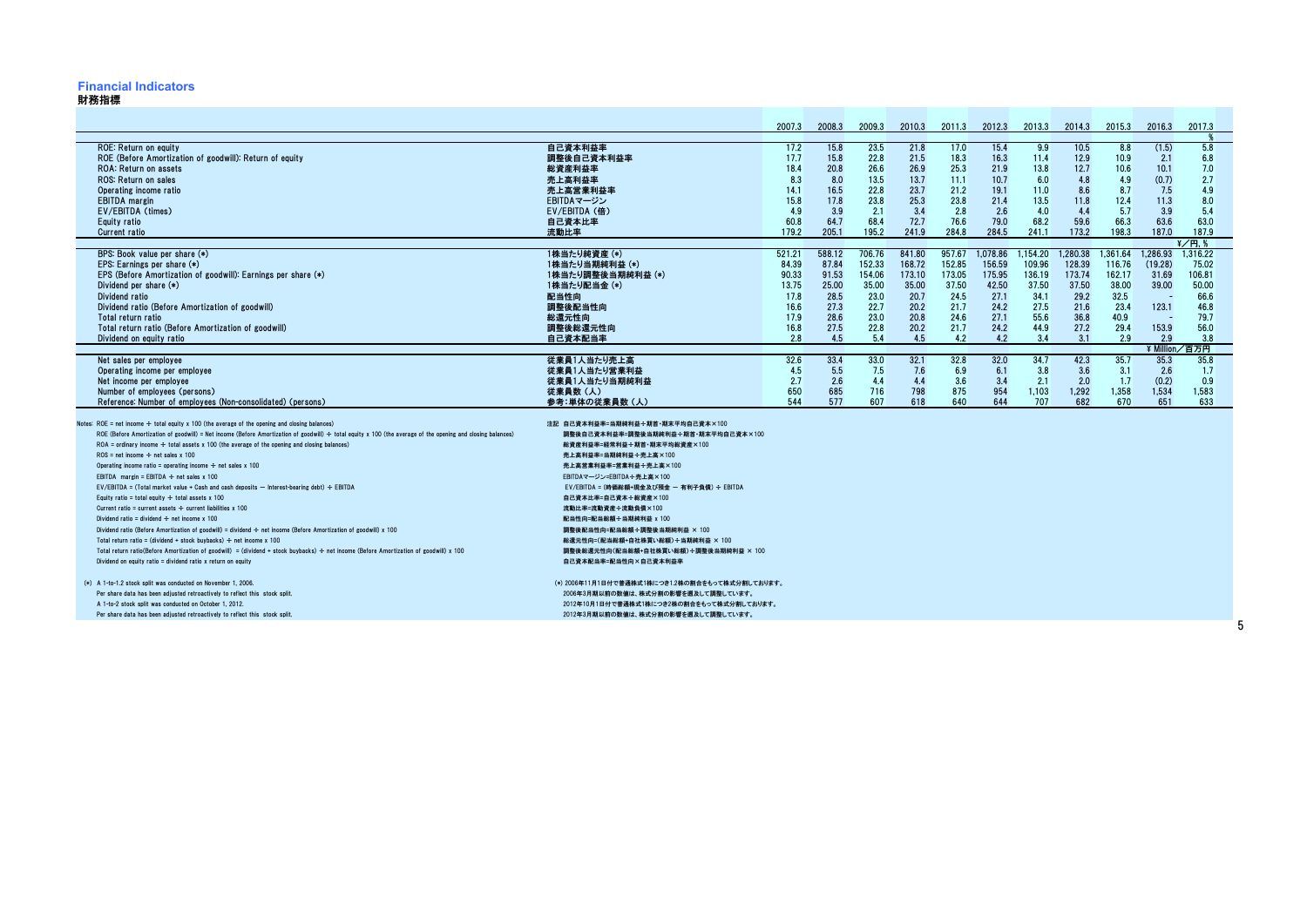# Financial Indicators

## 財務指標

| | | 2007.3 | 2008.3 | 2009.3 | 2010.3 | 2011.3 | 2012.3 | 2013.3 | 2014.3 | 2015.3 | 2016.3 | 2017.3 |
|---|---|---|---|---|---|---|---|---|---|---|---|---|
| | | | | | | | | | | | | % |
| ROE: Return on equity | 自己資本利益率 | 17.2 | 15.8 | 23.5 | 21.8 | 17.0 | 15.4 | 9.9 | 10.5 | 8.8 | (1.5) | 5.8 |
| ROE (Before Amortization of goodwill): Return of equity | 調整後自己資本利益率 | 17.7 | 15.8 | 22.8 | 21.5 | 18.3 | 16.3 | 11.4 | 12.9 | 10.9 | 2.1 | 6.8 |
| ROA: Return on assets | 総資産利益率 | 18.4 | 20.8 | 26.6 | 26.9 | 25.3 | 21.9 | 13.8 | 12.7 | 10.6 | 10.1 | 7.0 |
| ROS: Return on sales | 売上高利益率 | 8.3 | 8.0 | 13.5 | 13.7 | 11.1 | 10.7 | 6.0 | 4.8 | 4.9 | (0.7) | 2.7 |
| Operating income ratio | 売上高営業利益率 | 14.1 | 16.5 | 22.8 | 23.7 | 21.2 | 19.1 | 11.0 | 8.6 | 8.7 | 7.5 | 4.9 |
| EBITDA margin | EBITDAマージン | 15.8 | 17.8 | 23.8 | 25.3 | 23.8 | 21.4 | 13.5 | 11.8 | 12.4 | 11.3 | 8.0 |
| EV/EBITDA (times) | EV/EBITDA (倍) | 4.9 | 3.9 | 2.1 | 3.4 | 2.8 | 2.6 | 4.0 | 4.4 | 5.7 | 3.9 | 5.4 |
| Equity ratio | 自己資本比率 | 60.8 | 64.7 | 68.4 | 72.7 | 76.6 | 79.0 | 68.2 | 59.6 | 66.3 | 63.6 | 63.0 |
| Current ratio | 流動比率 | 179.2 | 205.1 | 195.2 | 241.9 | 284.8 | 284.5 | 241.1 | 173.2 | 198.3 | 187.0 | 187.9 |
| | | | | | | | | | | | | ¥／円, % |
| BPS: Book value per share (*) | 1株当たり純資産 (*) | 521.21 | 588.12 | 706.76 | 841.80 | 957.67 | 1,078.86 | 1,154.20 | 1,280.38 | 1,361.64 | 1,286.93 | 1,316.22 |
| EPS: Earnings per share (*) | 1株当たり当期純利益 (*) | 84.39 | 87.84 | 152.33 | 168.72 | 152.85 | 156.59 | 109.96 | 128.39 | 116.76 | (19.28) | 75.02 |
| EPS (Before Amortization of goodwill): Earnings per share (*) | 1株当たり調整後当期純利益 (*) | 90.33 | 91.53 | 154.06 | 173.10 | 173.05 | 175.95 | 136.19 | 173.74 | 162.17 | 31.69 | 106.81 |
| Dividend per share (*) | 1株当たり配当金 (*) | 13.75 | 25.00 | 35.00 | 35.00 | 37.50 | 42.50 | 37.50 | 37.50 | 38.00 | 39.00 | 50.00 |
| Dividend ratio | 配当性向 | 17.8 | 28.5 | 23.0 | 20.7 | 24.5 | 27.1 | 34.1 | 29.2 | 32.5 | - | 66.6 |
| Dividend ratio (Before Amortization of goodwill) | 調整後配当性向 | 16.6 | 27.3 | 22.7 | 20.2 | 21.7 | 24.2 | 27.5 | 21.6 | 23.4 | 123.1 | 46.8 |
| Total return ratio | 総還元性向 | 17.9 | 28.6 | 23.0 | 20.8 | 24.6 | 27.1 | 55.6 | 36.8 | 40.9 | - | 79.7 |
| Total return ratio (Before Amortization of goodwill) | 調整後総還元性向 | 16.8 | 27.5 | 22.8 | 20.2 | 21.7 | 24.2 | 44.9 | 27.2 | 29.4 | 153.9 | 56.0 |
| Dividend on equity ratio | 自己資本配当率 | 2.8 | 4.5 | 5.4 | 4.5 | 4.2 | 4.2 | 3.4 | 3.1 | 2.9 | 2.9 | 3.8 |
| | | | | | | | | | | | | ¥ Million／百万円 |
| Net sales per employee | 従業員1人当たり売上高 | 32.6 | 33.4 | 33.0 | 32.1 | 32.8 | 32.0 | 34.7 | 42.3 | 35.7 | 35.3 | 35.8 |
| Operating income per employee | 従業員1人当たり営業利益 | 4.5 | 5.5 | 7.5 | 7.6 | 6.9 | 6.1 | 3.8 | 3.6 | 3.1 | 2.6 | 1.7 |
| Net income per employee | 従業員1人当たり当期純利益 | 2.7 | 2.6 | 4.4 | 4.4 | 3.6 | 3.4 | 2.1 | 2.0 | 1.7 | (0.2) | 0.9 |
| Number of employees (persons) | 従業員数 (人) | 650 | 685 | 716 | 798 | 875 | 954 | 1,103 | 1,292 | 1,358 | 1,534 | 1,583 |
| Reference: Number of employees (Non-consolidated) (persons) | 参考：単体の従業員数 (人) | 544 | 577 | 607 | 618 | 640 | 644 | 707 | 682 | 670 | 651 | 633 |

Notes: ROE = net income ÷ total equity x 100 (the average of the opening and closing balances)
ROE (Before Amortization of goodwill) = Net income (Before Amortization of goodwill) ÷ total equity x 100 (the average of the opening and closing balances)
ROA = ordinary income ÷ total assets x 100 (the average of the opening and closing balances)
ROS = net income ÷ net sales x 100
Operating income ratio = operating income ÷ net sales x 100
EBITDA margin = EBITDA ÷ net sales x 100
EV/EBITDA = (Total market value + Cash and cash deposits − interest-bearing debt) ÷ EBITDA
Equity ratio = total equity ÷ total assets x 100
Current ratio = current assets ÷ current liabilities x 100
Dividend ratio = dividend ÷ net income x 100
Dividend ratio (Before Amortization of goodwill) = dividend ÷ net income (Before Amortization of goodwill) x 100
Total return ratio = (dividend + stock buybacks) ÷ net income x 100
Total return ratio(Before Amortization of goodwill) = (dividend + stock buybacks) ÷ net income (Before Amortization of goodwill) x 100
Dividend on equity ratio = dividend ratio x return on equity

注記 自己資本利益率=当期純利益÷期首・期末平均自己資本×100
調整後自己資本利益率=調整後当期純利益÷期首・期末平均自己資本×100
総資産利益率=経常利益÷期首・期末平均総資産×100
売上高利益率=当期純利益÷売上高×100
売上高営業利益率=営業利益÷売上高×100
EBITDAマージン=EBITDA÷売上高×100
EV/EBITDA = (時価総額+現金及び預金 − 有利子負債) ÷ EBITDA
自己資本比率=自己資本÷総資産×100
流動比率=流動資産÷流動負債×100
配当性向=配当総額÷当期純利益 x 100
調整後配当性向=配当総額÷調整後当期純利益 × 100
総還元性向=(配当総額+自社株買い総額)÷当期純利益 × 100
調整後総還元性向(配当総額+自社株買い総額)÷調整後当期純利益 × 100
自己資本配当率=配当性向×自己資本利益率

(*) A 1-to-1.2 stock split was conducted on November 1, 2006.
Per share data has been adjusted retroactively to reflect this stock split.
A 1-to-2 stock split was conducted on October 1, 2012.
Per share data has been adjusted retroactively to reflect this stock split.

(*) 2006年11月1日付で普通株式1株につき1.2株の割合をもって株式分割しております。
2006年3月期以前の数値は、株式分割の影響を遡及して調整しています。
2012年10月1日付で普通株式1株につき2株の割合をもって株式分割しております。
2012年3月期以前の数値は、株式分割の影響を遡及して調整しています。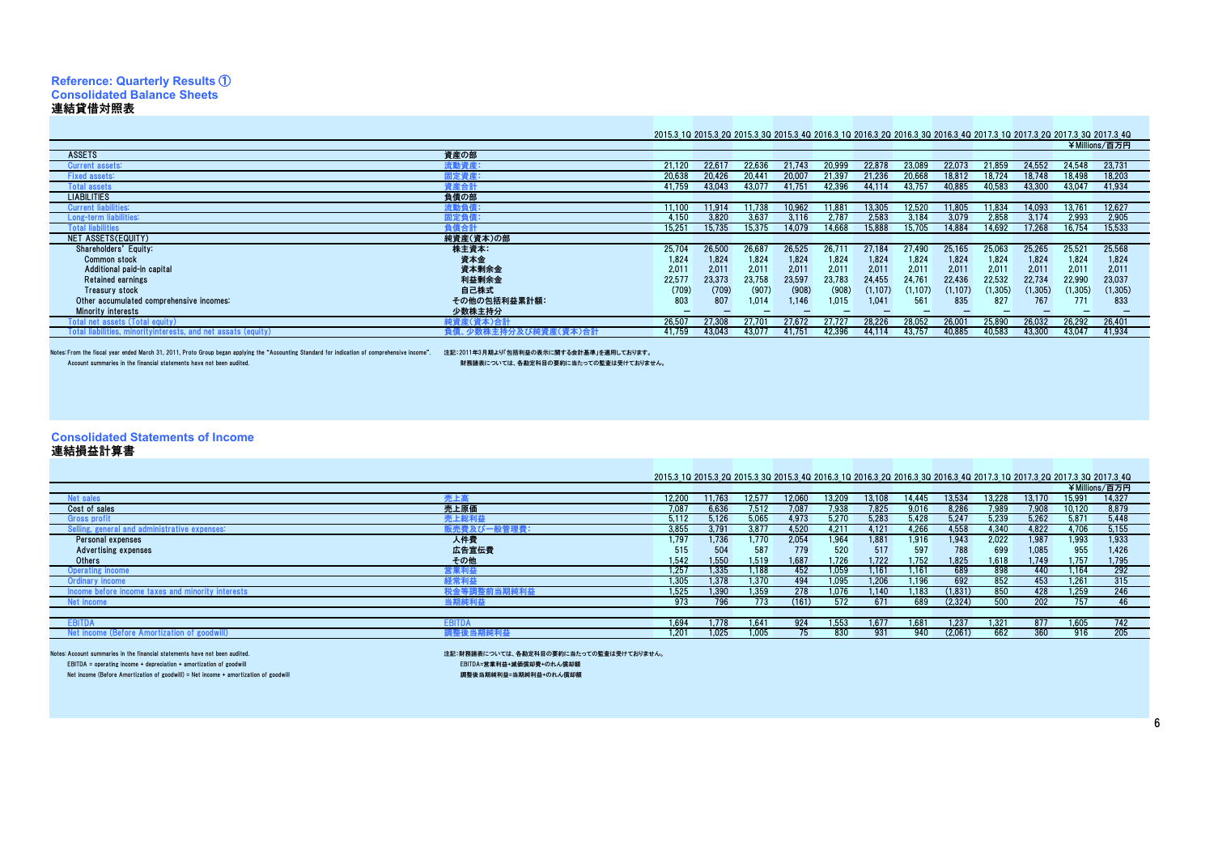## Reference: Quarterly Results ①

### Consolidated Balance Sheets
### 連結貸借対照表

| | | 2015.3 1Q | 2015.3 2Q | 2015.3 3Q | 2015.3 4Q | 2016.3 1Q | 2016.3 2Q | 2016.3 3Q | 2016.3 4Q | 2017.3 1Q | 2017.3 2Q | 2017.3 3Q | 2017.3 4Q |
|---|---|---|---|---|---|---|---|---|---|---|---|---|---|
| | | | | | | | | | | | | | ¥Millions/百万円 |
| ASSETS | 資産の部 | | | | | | | | | | | | |
| Current assets: | 流動資産: | 21,120 | 22,617 | 22,636 | 21,743 | 20,999 | 22,878 | 23,089 | 22,073 | 21,859 | 24,552 | 24,548 | 23,731 |
| Fixed assets: | 固定資産: | 20,638 | 20,426 | 20,441 | 20,007 | 21,397 | 21,236 | 20,668 | 18,812 | 18,724 | 18,748 | 18,498 | 18,203 |
| Total assets | 資産合計 | 41,759 | 43,043 | 43,077 | 41,751 | 42,396 | 44,114 | 43,757 | 40,885 | 40,583 | 43,300 | 43,047 | 41,934 |
| LIABILITIES | 負債の部 | | | | | | | | | | | | |
| Current liabilities: | 流動負債: | 11,100 | 11,914 | 11,738 | 10,962 | 11,881 | 13,305 | 12,520 | 11,805 | 11,834 | 14,093 | 13,761 | 12,627 |
| Long-term liabilities: | 固定負債: | 4,150 | 3,820 | 3,637 | 3,116 | 2,787 | 2,583 | 3,184 | 3,079 | 2,858 | 3,174 | 2,993 | 2,905 |
| Total liabilities | 負債合計 | 15,251 | 15,735 | 15,375 | 14,079 | 14,668 | 15,888 | 15,705 | 14,884 | 14,692 | 17,268 | 16,754 | 15,533 |
| NET ASSETS(EQUITY) | 純資産(資本)の部 | | | | | | | | | | | | |
| Shareholders' Equity: | 株主資本: | 25,704 | 26,500 | 26,687 | 26,525 | 26,711 | 27,184 | 27,490 | 25,165 | 25,063 | 25,265 | 25,521 | 25,568 |
| Common stock | 資本金 | 1,824 | 1,824 | 1,824 | 1,824 | 1,824 | 1,824 | 1,824 | 1,824 | 1,824 | 1,824 | 1,824 | 1,824 |
| Additional paid-in capital | 資本剰余金 | 2,011 | 2,011 | 2,011 | 2,011 | 2,011 | 2,011 | 2,011 | 2,011 | 2,011 | 2,011 | 2,011 | 2,011 |
| Retained earnings | 利益剰余金 | 22,577 | 23,373 | 23,758 | 23,597 | 23,783 | 24,455 | 24,761 | 22,436 | 22,532 | 22,734 | 22,990 | 23,037 |
| Treasury stock | 自己株式 | (709) | (709) | (907) | (908) | (908) | (1,107) | (1,107) | (1,107) | (1,305) | (1,305) | (1,305) | (1,305) |
| Other accumulated comprehensive incomes: | その他の包括利益累計額: | 803 | 807 | 1,014 | 1,146 | 1,015 | 1,041 | 561 | 835 | 827 | 767 | 771 | 833 |
| Minority interests | 少数株主持分 | — | — | — | — | — | — | — | — | — | — | — | — |
| Total net assets (Total equity) | 純資産(資本)合計 | 26,507 | 27,308 | 27,701 | 27,672 | 27,727 | 28,226 | 28,052 | 26,001 | 25,890 | 26,032 | 26,292 | 26,401 |
| Total liabilities, minorityinterests, and net assets (equity) | 負債、少数株主持分及び純資産(資本)合計 | 41,759 | 43,043 | 43,077 | 41,751 | 42,396 | 44,114 | 43,757 | 40,885 | 40,583 | 43,300 | 43,047 | 41,934 |

Notes:From the fiscal year ended March 31, 2011, Proto Group began applying the "Accounting Standard for indication of comprehensive income".
Account summaries in the financial statements have not been audited.

注記:2011年3月期より「包括利益の表示に関する会計基準」を適用しております。
財務諸表については、各勘定科目の要約に当たっての監査は受けておりません。

### Consolidated Statements of Income
### 連結損益計算書

| | | 2015.3 1Q | 2015.3 2Q | 2015.3 3Q | 2015.3 4Q | 2016.3 1Q | 2016.3 2Q | 2016.3 3Q | 2016.3 4Q | 2017.3 1Q | 2017.3 2Q | 2017.3 3Q | 2017.3 4Q |
|---|---|---|---|---|---|---|---|---|---|---|---|---|---|
| | | | | | | | | | | | | | ¥Millions/百万円 |
| Net sales | 売上高 | 12,200 | 11,763 | 12,577 | 12,060 | 13,209 | 13,108 | 14,445 | 13,534 | 13,228 | 13,170 | 15,991 | 14,327 |
| Cost of sales | 売上原価 | 7,087 | 6,636 | 7,512 | 7,087 | 7,938 | 7,825 | 9,016 | 8,286 | 7,989 | 7,908 | 10,120 | 8,879 |
| Gross profit | 売上総利益 | 5,112 | 5,126 | 5,065 | 4,973 | 5,270 | 5,283 | 5,428 | 5,247 | 5,239 | 5,262 | 5,871 | 5,448 |
| Selling, general and administrative expenses: | 販売費及び一般管理費: | 3,855 | 3,791 | 3,877 | 4,520 | 4,211 | 4,121 | 4,266 | 4,558 | 4,340 | 4,822 | 4,706 | 5,155 |
| Personal expenses | 人件費 | 1,797 | 1,736 | 1,770 | 2,054 | 1,964 | 1,881 | 1,916 | 1,943 | 2,022 | 1,987 | 1,993 | 1,933 |
| Advertising expenses | 広告宣伝費 | 515 | 504 | 587 | 779 | 520 | 517 | 597 | 788 | 699 | 1,085 | 955 | 1,426 |
| Others | その他 | 1,542 | 1,550 | 1,519 | 1,687 | 1,726 | 1,722 | 1,752 | 1,825 | 1,618 | 1,749 | 1,757 | 1,795 |
| Operating income | 営業利益 | 1,257 | 1,335 | 1,188 | 452 | 1,059 | 1,161 | 1,161 | 689 | 898 | 440 | 1,164 | 292 |
| Ordinary income | 経常利益 | 1,305 | 1,378 | 1,370 | 494 | 1,095 | 1,206 | 1,196 | 692 | 852 | 453 | 1,261 | 315 |
| Income before income taxes and minority interests | 税金等調整前当期純利益 | 1,525 | 1,390 | 1,359 | 278 | 1,076 | 1,140 | 1,183 | (1,831) | 850 | 428 | 1,259 | 246 |
| Net income | 当期純利益 | 973 | 796 | 773 | (161) | 572 | 671 | 689 | (2,324) | 500 | 202 | 757 | 46 |
| | | | | | | | | | | | | | |
| EBITDA | EBITDA | 1,694 | 1,778 | 1,641 | 924 | 1,553 | 1,677 | 1,681 | 1,237 | 1,321 | 877 | 1,605 | 742 |
| Net income (Before Amortization of goodwill) | 調整後当期純利益 | 1,201 | 1,025 | 1,005 | 75 | 830 | 931 | 940 | (2,061) | 662 | 360 | 916 | 205 |

Notes: Account summaries in the financial statements have not been audited.
EBITDA = operating income + depreciation + amortization of goodwill
Net income (Before Amortization of goodwill) = Net income + amortization of goodwill

注記:財務諸表については、各勘定科目の要約に当たっての監査は受けておりません。
EBITDA=営業利益+減価償却費+のれん償却額
調整後当期純利益=当期純利益+のれん償却額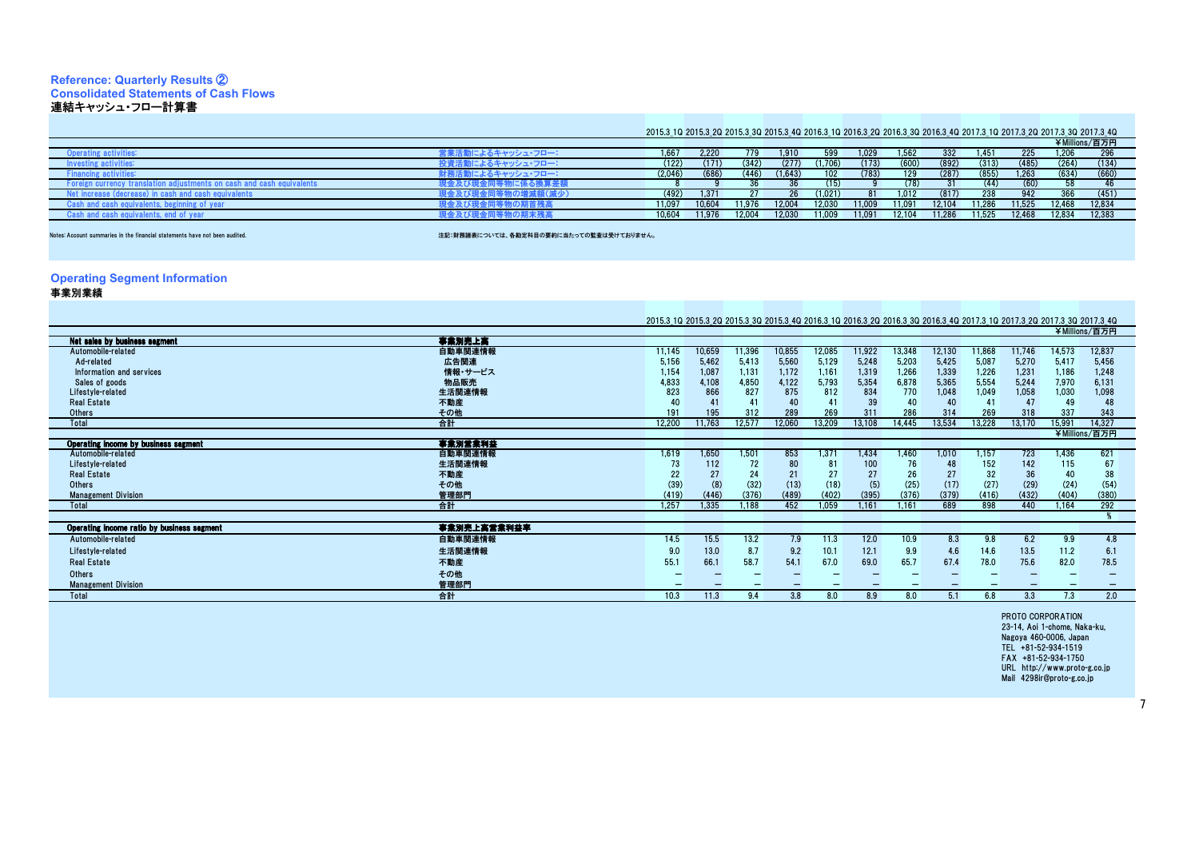### Reference: Quarterly Results ②
### Consolidated Statements of Cash Flows
### 連結キャッシュ・フロー計算書

| | | 2015.3_1Q | 2015.3_2Q | 2015.3_3Q | 2015.3_4Q | 2016.3_1Q | 2016.3_2Q | 2016.3_3Q | 2016.3_4Q | 2017.3_1Q | 2017.3_2Q | 2017.3_3Q | 2017.3_4Q |
|---|---|---|---|---|---|---|---|---|---|---|---|---|---|
| | | | | | | | | | | | | | ¥Millions/百万円 |
| Operating activities: | 営業活動によるキャッシュ・フロー: | 1,667 | 2,220 | 779 | 1,910 | 599 | 1,029 | 1,562 | 332 | 1,451 | 225 | 1,206 | 296 |
| Investing activities: | 投資活動によるキャッシュ・フロー: | (122) | (171) | (342) | (277) | (1,706) | (173) | (600) | (892) | (313) | (485) | (264) | (134) |
| Financing activities: | 財務活動によるキャッシュ・フロー: | (2,046) | (686) | (446) | (1,643) | 102 | (783) | 129 | (287) | (855) | 1,263 | (634) | (660) |
| Foreign currency translation adjustments on cash and cash equivalents | 現金及び現金同等物に係る換算差額 | 8 | 9 | 36 | 36 | (15) | 9 | (78) | 31 | (44) | (60) | 58 | 46 |
| Net increase (decrease) in cash and cash equivalents | 現金及び現金同等物の増減額(減少) | (492) | 1,371 | 27 | 26 | (1,021) | 81 | 1,012 | (817) | 238 | 942 | 366 | (451) |
| Cash and cash equivalents, beginning of year | 現金及び現金同等物の期首残高 | 11,097 | 10,604 | 11,976 | 12,004 | 12,030 | 11,009 | 11,091 | 12,104 | 11,286 | 11,525 | 12,468 | 12,834 |
| Cash and cash equivalents, end of year | 現金及び現金同等物の期末残高 | 10,604 | 11,976 | 12,004 | 12,030 | 11,009 | 11,091 | 12,104 | 11,286 | 11,525 | 12,468 | 12,834 | 12,383 |

Notes: Account summaries in the financial statements have not been audited.

注記：財務諸表については、各勘定科目の要約に当たっての監査は受けておりません。

### Operating Segment Information
### 事業別業績

| | | 2015.3_1Q | 2015.3_2Q | 2015.3_3Q | 2015.3_4Q | 2016.3_1Q | 2016.3_2Q | 2016.3_3Q | 2016.3_4Q | 2017.3_1Q | 2017.3_2Q | 2017.3_3Q | 2017.3_4Q |
|---|---|---|---|---|---|---|---|---|---|---|---|---|---|
| | | | | | | | | | | | | | ¥Millions/百万円 |
| **Net sales by business segment** | **事業別売上高** | | | | | | | | | | | | |
| Automobile-related | 自動車関連情報 | 11,145 | 10,659 | 11,396 | 10,855 | 12,085 | 11,922 | 13,348 | 12,130 | 11,868 | 11,746 | 14,573 | 12,837 |
| Ad-related | 広告関連 | 5,156 | 5,462 | 5,413 | 5,560 | 5,129 | 5,248 | 5,203 | 5,425 | 5,087 | 5,270 | 5,417 | 5,456 |
| Information and services | 情報・サービス | 1,154 | 1,087 | 1,131 | 1,172 | 1,161 | 1,319 | 1,266 | 1,339 | 1,226 | 1,231 | 1,186 | 1,248 |
| Sales of goods | 物品販売 | 4,833 | 4,108 | 4,850 | 4,122 | 5,793 | 5,354 | 6,878 | 5,365 | 5,554 | 5,244 | 7,970 | 6,131 |
| Lifestyle-related | 生活関連情報 | 823 | 866 | 827 | 875 | 812 | 834 | 770 | 1,048 | 1,049 | 1,058 | 1,030 | 1,098 |
| Real Estate | 不動産 | 40 | 41 | 41 | 40 | 41 | 39 | 40 | 40 | 41 | 47 | 49 | 48 |
| Others | その他 | 191 | 195 | 312 | 289 | 269 | 311 | 286 | 314 | 269 | 318 | 337 | 343 |
| Total | 合計 | 12,200 | 11,763 | 12,577 | 12,060 | 13,209 | 13,108 | 14,445 | 13,534 | 13,228 | 13,170 | 15,991 | 14,327 |
| | | | | | | | | | | | | | ¥Millions/百万円 |
| **Operating income by business segment** | **事業別営業利益** | | | | | | | | | | | | |
| Automobile-related | 自動車関連情報 | 1,619 | 1,650 | 1,501 | 853 | 1,371 | 1,434 | 1,460 | 1,010 | 1,157 | 723 | 1,436 | 621 |
| Lifestyle-related | 生活関連情報 | 73 | 112 | 72 | 80 | 81 | 100 | 76 | 48 | 152 | 142 | 115 | 67 |
| Real Estate | 不動産 | 22 | 27 | 24 | 21 | 27 | 27 | 26 | 27 | 32 | 36 | 40 | 38 |
| Others | その他 | (39) | (8) | (32) | (13) | (18) | (5) | (25) | (17) | (27) | (29) | (24) | (54) |
| Management Division | 管理部門 | (419) | (446) | (376) | (489) | (402) | (395) | (376) | (379) | (416) | (432) | (404) | (380) |
| Total | 合計 | 1,257 | 1,335 | 1,188 | 452 | 1,059 | 1,161 | 1,161 | 689 | 898 | 440 | 1,164 | 292 |
| | | | | | | | | | | | | | % |
| **Operating income ratio by business segment** | **事業別売上高営業利益率** | | | | | | | | | | | | |
| Automobile-related | 自動車関連情報 | 14.5 | 15.5 | 13.2 | 7.9 | 11.3 | 12.0 | 10.9 | 8.3 | 9.8 | 6.2 | 9.9 | 4.8 |
| Lifestyle-related | 生活関連情報 | 9.0 | 13.0 | 8.7 | 9.2 | 10.1 | 12.1 | 9.9 | 4.6 | 14.6 | 13.5 | 11.2 | 6.1 |
| Real Estate | 不動産 | 55.1 | 66.1 | 58.7 | 54.1 | 67.0 | 69.0 | 65.7 | 67.4 | 78.0 | 75.6 | 82.0 | 78.5 |
| Others | その他 | – | – | – | – | – | – | – | – | – | – | – | – |
| Management Division | 管理部門 | – | – | – | – | – | – | – | – | – | – | – | – |
| Total | 合計 | 10.3 | 11.3 | 9.4 | 3.8 | 8.0 | 8.9 | 8.0 | 5.1 | 6.8 | 3.3 | 7.3 | 2.0 |

PROTO CORPORATION
23-14, Aoi 1-chome, Naka-ku,
Nagoya 460-0006, Japan
TEL +81-52-934-1519
FAX +81-52-934-1750
URL http://www.proto-g.co.jp
Mail 4298ir@proto-g.co.jp